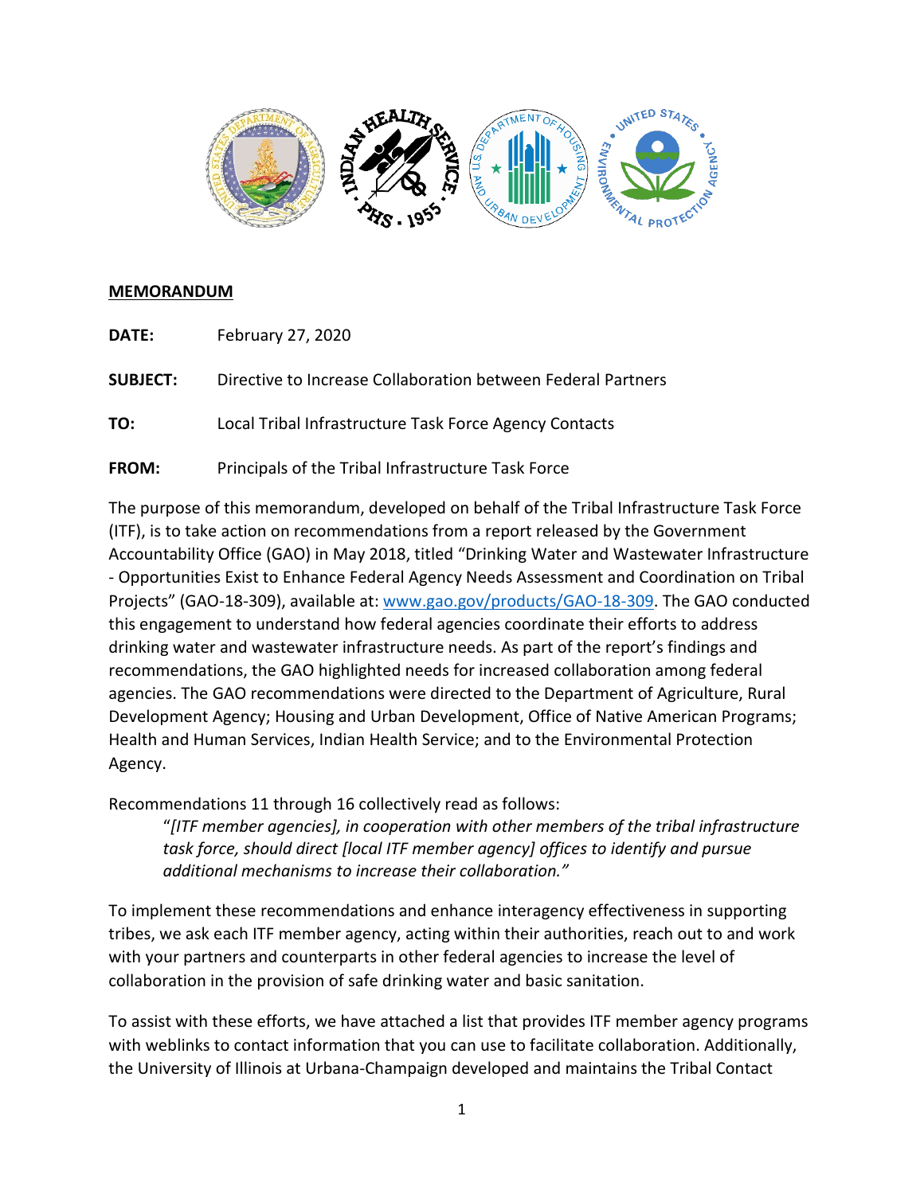**MEMORANDUM**

**DATE:** February 27, 2020

**SUBJECT:** Directive to Increase Collaboration between Federal Partners

**TO:** Local Tribal Infrastructure Task Force Agency Contacts

**FROM:** Principals of the Tribal Infrastructure Task Force

The purpose of this memorandum, developed on behalf of the Tribal Infrastructure Task Force (ITF), is to take action on recommendations from a report released by the Government Accountability Office (GAO) in May 2018, titled "Drinking Water and Wastewater Infrastructure - Opportunities Exist to Enhance Federal Agency Needs Assessment and Coordination on Tribal Projects" (GAO-18-309), available at: [www.gao.gov/products/GAO-18-309](www.gao.gov/products/GAO-18-309). The GAO conducted this engagement to understand how federal agencies coordinate their efforts to address drinking water and wastewater infrastructure needs. As part of the report's findings and recommendations, the GAO highlighted needs for increased collaboration among federal agencies. The GAO recommendations were directed to the Department of Agriculture, Rural Development Agency; Housing and Urban Development, Office of Native American Programs; Health and Human Services, Indian Health Service; and to the Environmental Protection Agency.

Recommendations 11 through 16 collectively read as follows:

> "*[ITF member agencies], in cooperation with other members of the tribal infrastructure task force, should direct [local ITF member agency] offices to identify and pursue additional mechanisms to increase their collaboration.*"

To implement these recommendations and enhance interagency effectiveness in supporting tribes, we ask each ITF member agency, acting within their authorities, reach out to and work with your partners and counterparts in other federal agencies to increase the level of collaboration in the provision of safe drinking water and basic sanitation.

To assist with these efforts, we have attached a list that provides ITF member agency programs with weblinks to contact information that you can use to facilitate collaboration. Additionally, the University of Illinois at Urbana-Champaign developed and maintains the Tribal Contact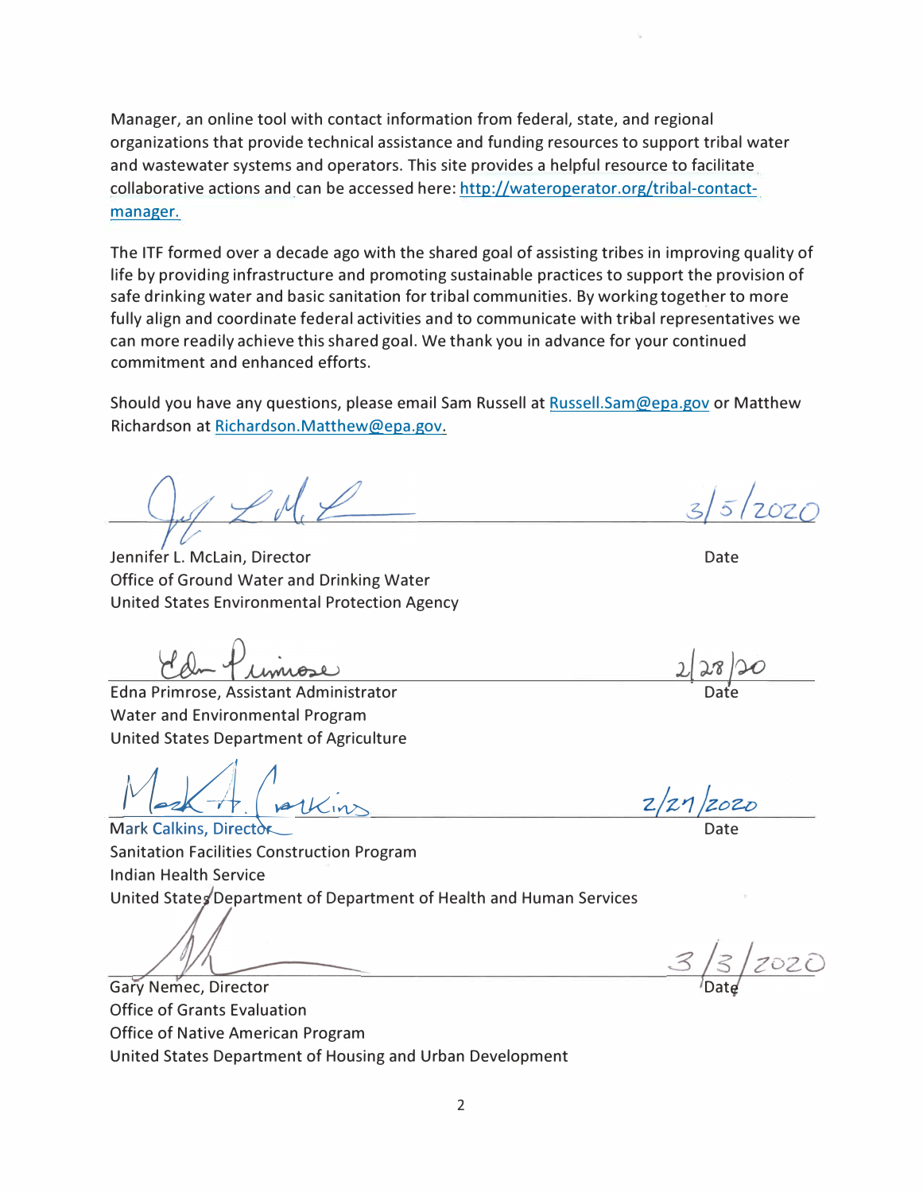Manager, an online tool with contact information from federal, state, and regional organizations that provide technical assistance and funding resources to support tribal water and wastewater systems and operators. This site provides a helpful resource to facilitate collaborative actions and can be accessed here: [http://wateroperator.org/tribal-contact-manager.](http://wateroperator.org/tribal-contact-manager)

The ITF formed over a decade ago with the shared goal of assisting tribes in improving quality of life by providing infrastructure and promoting sustainable practices to support the provision of safe drinking water and basic sanitation for tribal communities. By working together to more fully align and coordinate federal activities and to communicate with tribal representatives we can more readily achieve this shared goal. We thank you in advance for your continued commitment and enhanced efforts.

Should you have any questions, please email Sam Russell at [Russell.Sam@epa.gov](mailto:Russell.Sam@epa.gov) or Matthew Richardson at [Richardson.Matthew@epa.gov.](mailto:Richardson.Matthew@epa.gov)

_______________________________ 3/5/2020

Jennifer L. McLain, Director
Office of Ground Water and Drinking Water
United States Environmental Protection Agency

Date

_______________________________ 2/28/20

Edna Primrose, Assistant Administrator
Water and Environmental Program
United States Department of Agriculture

Date

_______________________________ 2/27/2020

Mark Calkins, Director
Sanitation Facilities Construction Program
Indian Health Service
United States Department of Department of Health and Human Services

Date

_______________________________ 3/3/2020

Gary Nemec, Director
Office of Grants Evaluation
Office of Native American Program
United States Department of Housing and Urban Development

Date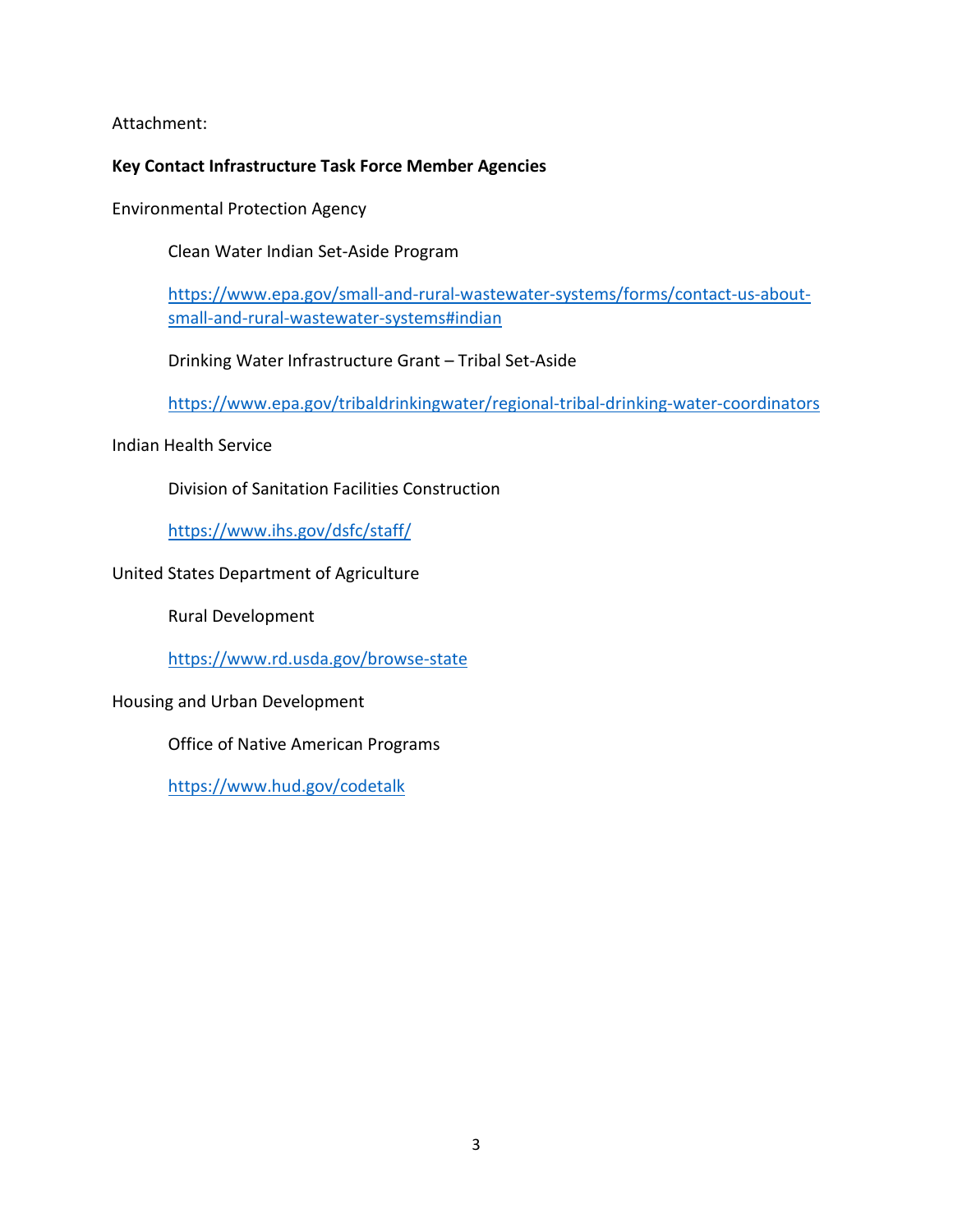Attachment:

**Key Contact Infrastructure Task Force Member Agencies**

Environmental Protection Agency

Clean Water Indian Set-Aside Program

https://www.epa.gov/small-and-rural-wastewater-systems/forms/contact-us-about-small-and-rural-wastewater-systems#indian

Drinking Water Infrastructure Grant – Tribal Set-Aside

https://www.epa.gov/tribaldrinkingwater/regional-tribal-drinking-water-coordinators

Indian Health Service

Division of Sanitation Facilities Construction

https://www.ihs.gov/dsfc/staff/

United States Department of Agriculture

Rural Development

https://www.rd.usda.gov/browse-state

Housing and Urban Development

Office of Native American Programs

https://www.hud.gov/codetalk